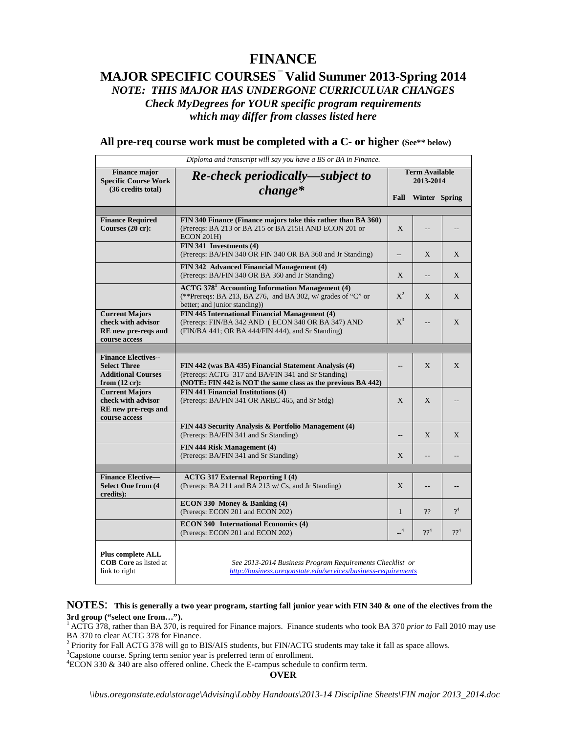# FINANCE

## MAJOR SPECIFIC COURSES – Valid Summer 2013-Spring 2014

*NOTE: THIS MAJOR HAS UNDERGONE CURRICULUAR CHANGES*
*Check MyDegrees for YOUR specific program requirements*
*which may differ from classes listed here*

### All pre-req course work must be completed with a C- or higher (See** below)

*Diploma and transcript will say you have a BS or BA in Finance.*

| Finance major Specific Course Work (36 credits total) | *Re-check periodically—subject to change** | Term Available 2013-2014 Fall | Winter | Spring |
|---|---|---|---|---|
| **Finance Required Courses (20 cr):** | **FIN 340 Finance (Finance majors take this rather than BA 360)** (Prereqs: BA 213 or BA 215 or BA 215H AND ECON 201 or ECON 201H) | X | -- | -- |
| | **FIN 341 Investments (4)** (Prereqs: BA/FIN 340 OR FIN 340 OR BA 360 and Jr Standing) | -- | X | X |
| | **FIN 342 Advanced Financial Management (4)** (Prereqs: BA/FIN 340 OR BA 360 and Jr Standing) | X | -- | X |
| | **ACTG 378[1] Accounting Information Management (4)** (**Prereqs: BA 213, BA 276, and BA 302, w/ grades of "C" or better; and junior standing)) | X[2] | X | X |
| **Current Majors check with advisor RE new pre-reqs and course access** | **FIN 445 International Financial Management (4)** (Prereqs: FIN/BA 342 AND ( ECON 340 OR BA 347) AND (FIN/BA 441; OR BA 444/FIN 444), and Sr Standing) | X[3] | -- | X |
| **Finance Electives--Select Three Additional Courses from (12 cr):** | **FIN 442 (was BA 435) Financial Statement Analysis (4)** (Prereqs: ACTG 317 and BA/FIN 341 and Sr Standing) **(NOTE: FIN 442 is NOT the same class as the previous BA 442)** | -- | X | X |
| **Current Majors check with advisor RE new pre-reqs and course access** | **FIN 441 Financial Institutions (4)** (Prereqs: BA/FIN 341 OR AREC 465, and Sr Stdg) | X | X | -- |
| | **FIN 443 Security Analysis & Portfolio Management (4)** (Prereqs: BA/FIN 341 and Sr Standing) | -- | X | X |
| | **FIN 444 Risk Management (4)** (Prereqs: BA/FIN 341 and Sr Standing) | X | -- | -- |
| **Finance Elective—Select One from (4 credits):** | **ACTG 317 External Reporting I (4)** (Prereqs: BA 211 and BA 213 w/ Cs, and Jr Standing) | X | -- | -- |
| | **ECON 330 Money & Banking (4)** (Prereqs: ECON 201 and ECON 202) | 1 | ?? | ?[4] |
| | **ECON 340 International Economics (4)** (Prereqs: ECON 201 and ECON 202) | --[4] | ??[4] | ??[4] |
| **Plus complete ALL COB Core** as listed at link to right | *See 2013-2014 Business Program Requirements Checklist or http://business.oregonstate.edu/services/business-requirements* | | | |

**NOTES: This is generally a two year program, starting fall junior year with FIN 340 & one of the electives from the 3rd group ("select one from…").**

[1] ACTG 378, rather than BA 370, is required for Finance majors. Finance students who took BA 370 *prior to* Fall 2010 may use BA 370 to clear ACTG 378 for Finance.

[2] Priority for Fall ACTG 378 will go to BIS/AIS students, but FIN/ACTG students may take it fall as space allows.

[3] Capstone course. Spring term senior year is preferred term of enrollment.

[4] ECON 330 & 340 are also offered online. Check the E-campus schedule to confirm term.

**OVER**

*\\bus.oregonstate.edu\storage\Advising\Lobby Handouts\2013-14 Discipline Sheets\FIN major 2013_2014.doc*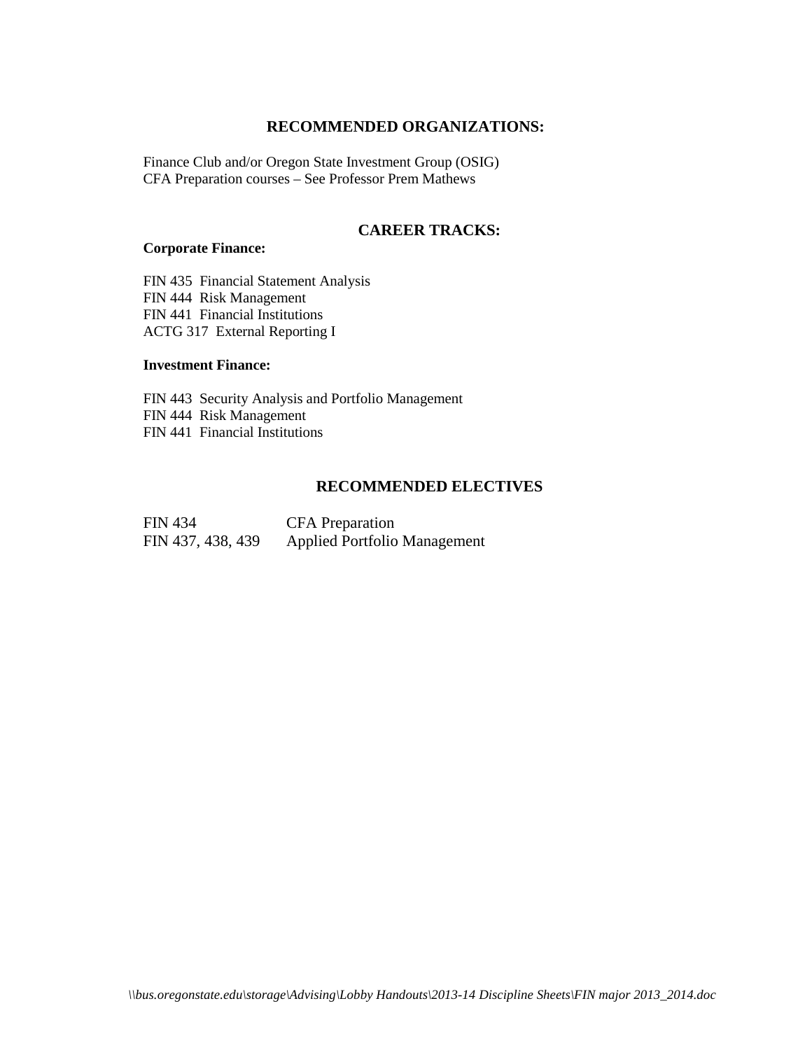## RECOMMENDED ORGANIZATIONS:

Finance Club and/or Oregon State Investment Group (OSIG)
CFA Preparation courses – See Professor Prem Mathews

## CAREER TRACKS:

**Corporate Finance:**

FIN 435 Financial Statement Analysis
FIN 444 Risk Management
FIN 441 Financial Institutions
ACTG 317 External Reporting I

**Investment Finance:**

FIN 443 Security Analysis and Portfolio Management
FIN 444 Risk Management
FIN 441 Financial Institutions

## RECOMMENDED ELECTIVES

| | |
|---|---|
| FIN 434 | CFA Preparation |
| FIN 437, 438, 439 | Applied Portfolio Management |

*\\bus.oregonstate.edu\storage\Advising\Lobby Handouts\2013-14 Discipline Sheets\FIN major 2013_2014.doc*